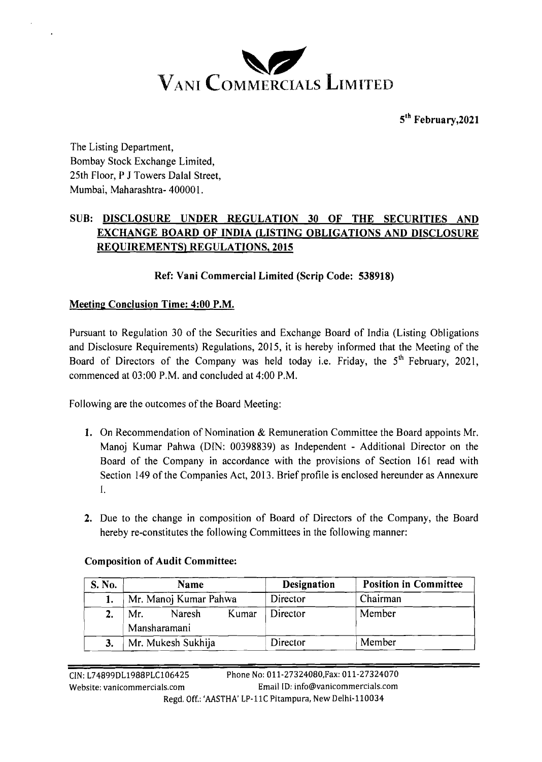# VANI COMMERCIALS LIMITED

**5th February,2021**

The Listing Department,
Bombay Stock Exchange Limited,
25th Floor, P J Towers Dalal Street,
Mumbai, Maharashtra- 400001.

**SUB: DISCLOSURE UNDER REGULATION 30 OF THE SECURITIES AND EXCHANGE BOARD OF INDIA (LISTING OBLIGATIONS AND DISCLOSURE REQUIREMENTS) REGULATIONS, 2015**

**Ref: Vani Commercial Limited (Scrip Code: 538918)**

**Meeting Conclusion Time: 4:00 P.M.**

Pursuant to Regulation 30 of the Securities and Exchange Board of India (Listing Obligations and Disclosure Requirements) Regulations, 2015, it is hereby informed that the Meeting of the Board of Directors of the Company was held today i.e. Friday, the 5th February, 2021, commenced at 03:00 P.M. and concluded at 4:00 P.M.

Following are the outcomes of the Board Meeting:

1. On Recommendation of Nomination & Remuneration Committee the Board appoints Mr. Manoj Kumar Pahwa (DIN: 00398839) as Independent - Additional Director on the Board of the Company in accordance with the provisions of Section 161 read with Section 149 of the Companies Act, 2013. Brief profile is enclosed hereunder as Annexure I.

2. Due to the change in composition of Board of Directors of the Company, the Board hereby re-constitutes the following Committees in the following manner:

**Composition of Audit Committee:**

| S. No. | Name | Designation | Position in Committee |
|---|---|---|---|
| 1. | Mr. Manoj Kumar Pahwa | Director | Chairman |
| 2. | Mr. Naresh Kumar Mansharamani | Director | Member |
| 3. | Mr. Mukesh Sukhija | Director | Member |

CIN: L74899DL1988PLC106425 Phone No: 011-27324080,Fax: 011-27324070
Website: vanicommercials.com Email ID: info@vanicommercials.com
Regd. Off.: 'AASTHA' LP-11C Pitampura, New Delhi-110034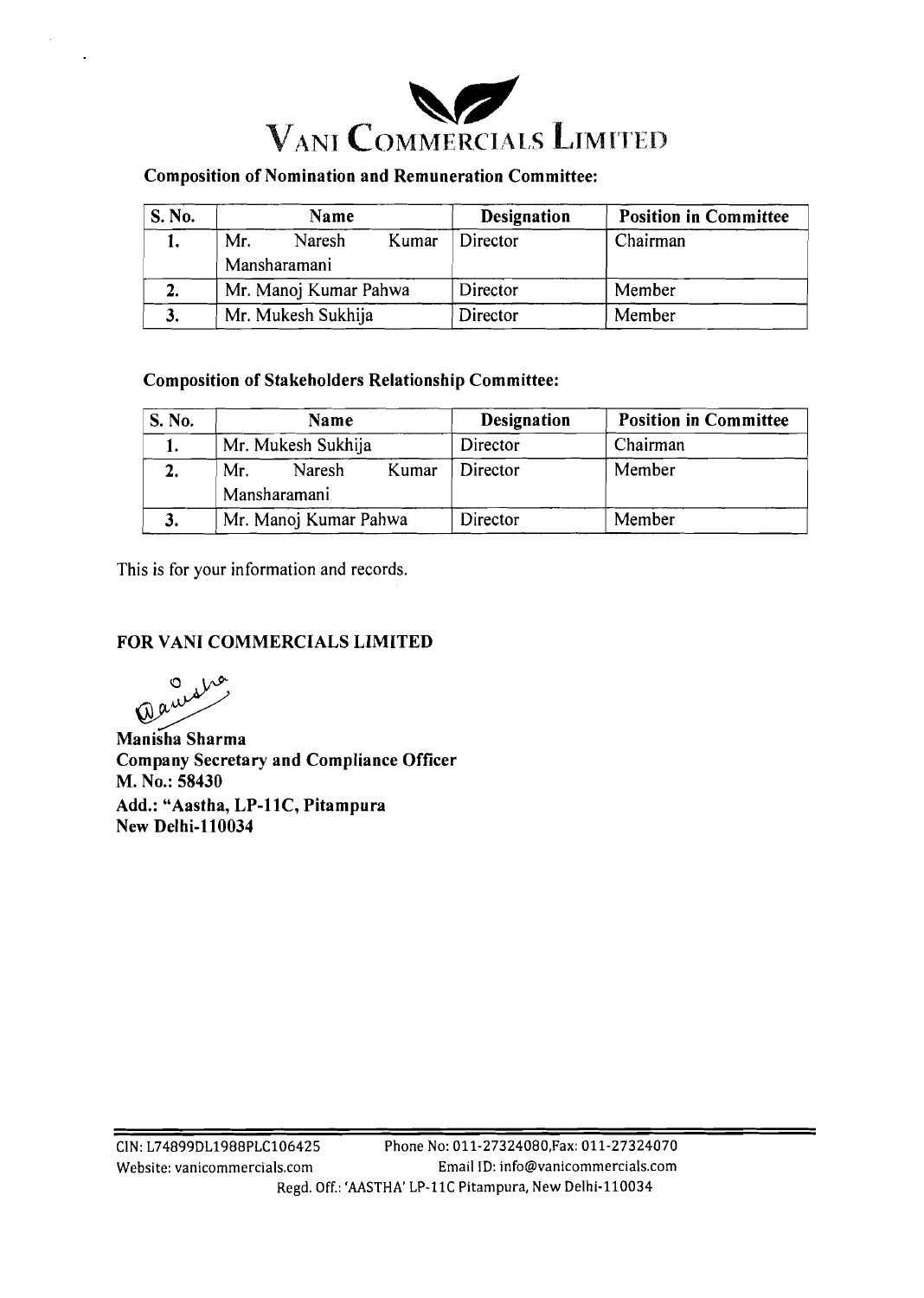### Composition of Nomination and Remuneration Committee:

| S. No. | Name | Designation | Position in Committee |
|---|---|---|---|
| 1. | Mr. Naresh Kumar Mansharamani | Director | Chairman |
| 2. | Mr. Manoj Kumar Pahwa | Director | Member |
| 3. | Mr. Mukesh Sukhija | Director | Member |

### Composition of Stakeholders Relationship Committee:

| S. No. | Name | Designation | Position in Committee |
|---|---|---|---|
| 1. | Mr. Mukesh Sukhija | Director | Chairman |
| 2. | Mr. Naresh Kumar Mansharamani | Director | Member |
| 3. | Mr. Manoj Kumar Pahwa | Director | Member |

This is for your information and records.

**FOR VANI COMMERCIALS LIMITED**

**Manisha Sharma**
**Company Secretary and Compliance Officer**
**M. No.: 58430**
**Add.: "Aastha, LP-11C, Pitampura**
**New Delhi-110034**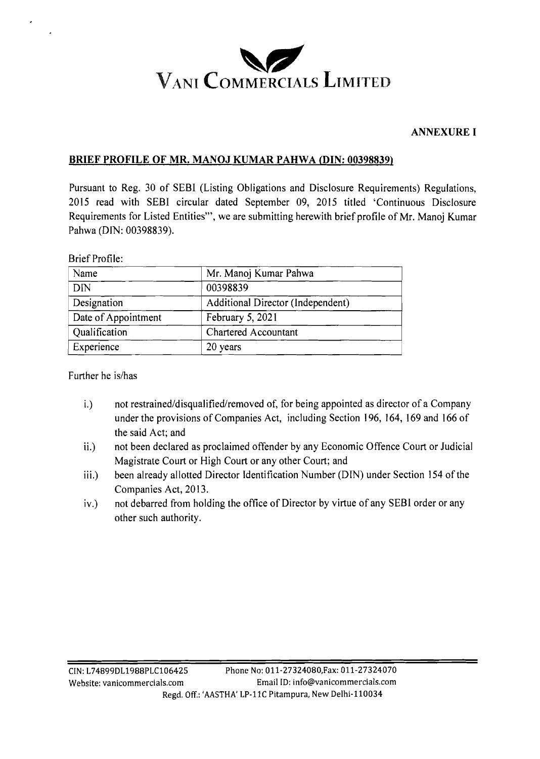# VANI COMMERCIALS LIMITED

**ANNEXURE I**

**BRIEF PROFILE OF MR. MANOJ KUMAR PAHWA (DIN: 00398839)**

Pursuant to Reg. 30 of SEBI (Listing Obligations and Disclosure Requirements) Regulations, 2015 read with SEBI circular dated September 09, 2015 titled 'Continuous Disclosure Requirements for Listed Entities"', we are submitting herewith brief profile of Mr. Manoj Kumar Pahwa (DIN: 00398839).

Brief Profile:

| | |
|---|---|
| Name | Mr. Manoj Kumar Pahwa |
| DIN | 00398839 |
| Designation | Additional Director (Independent) |
| Date of Appointment | February 5, 2021 |
| Qualification | Chartered Accountant |
| Experience | 20 years |

Further he is/has

i.) not restrained/disqualified/removed of, for being appointed as director of a Company under the provisions of Companies Act, including Section 196, 164, 169 and 166 of the said Act; and

ii.) not been declared as proclaimed offender by any Economic Offence Court or Judicial Magistrate Court or High Court or any other Court; and

iii.) been already allotted Director Identification Number (DIN) under Section 154 of the Companies Act, 2013.

iv.) not debarred from holding the office of Director by virtue of any SEBI order or any other such authority.

CIN: L74899DL1988PLC106425 Phone No: 011-27324080,Fax: 011-27324070
Website: vanicommercials.com Email ID: info@vanicommercials.com
Regd. Off.: 'AASTHA' LP-11C Pitampura, New Delhi-110034